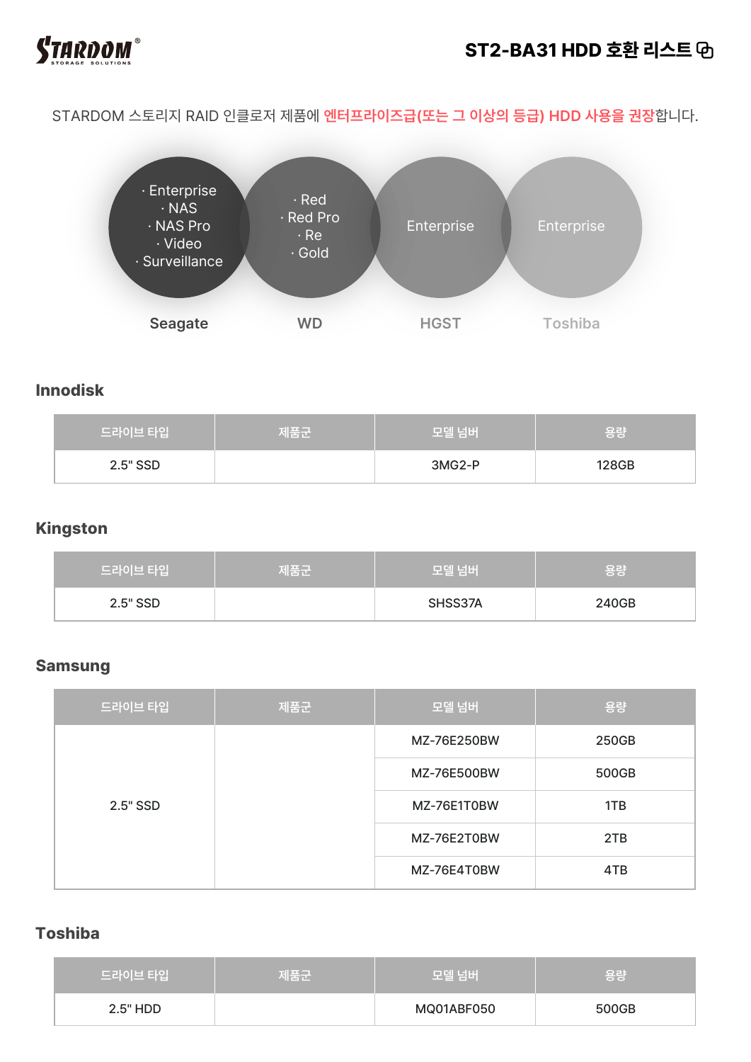STARDOM STORAGE SOLUTIONS

# ST2-BA31 HDD 호환 리스트

STARDOM 스토리지 RAID 인클로저 제품에 **엔터프라이즈급(또는 그 이상의 등급) HDD 사용을 권장**합니다.

**Seagate**
- Enterprise
- NAS
- NAS Pro
- Video
- Surveillance

**WD**
- Red
- Red Pro
- Re
- Gold

**HGST**
- Enterprise

**Toshiba**
- Enterprise

## Innodisk

| 드라이브 타입 | 제품군 | 모델 넘버 | 용량 |
|---|---|---|---|
| 2.5" SSD | | 3MG2-P | 128GB |

## Kingston

| 드라이브 타입 | 제품군 | 모델 넘버 | 용량 |
|---|---|---|---|
| 2.5" SSD | | SHSS37A | 240GB |

## Samsung

| 드라이브 타입 | 제품군 | 모델 넘버 | 용량 |
|---|---|---|---|
| 2.5" SSD | | MZ-76E250BW | 250GB |
| | | MZ-76E500BW | 500GB |
| | | MZ-76E1T0BW | 1TB |
| | | MZ-76E2T0BW | 2TB |
| | | MZ-76E4T0BW | 4TB |

## Toshiba

| 드라이브 타입 | 제품군 | 모델 넘버 | 용량 |
|---|---|---|---|
| 2.5" HDD | | MQ01ABF050 | 500GB |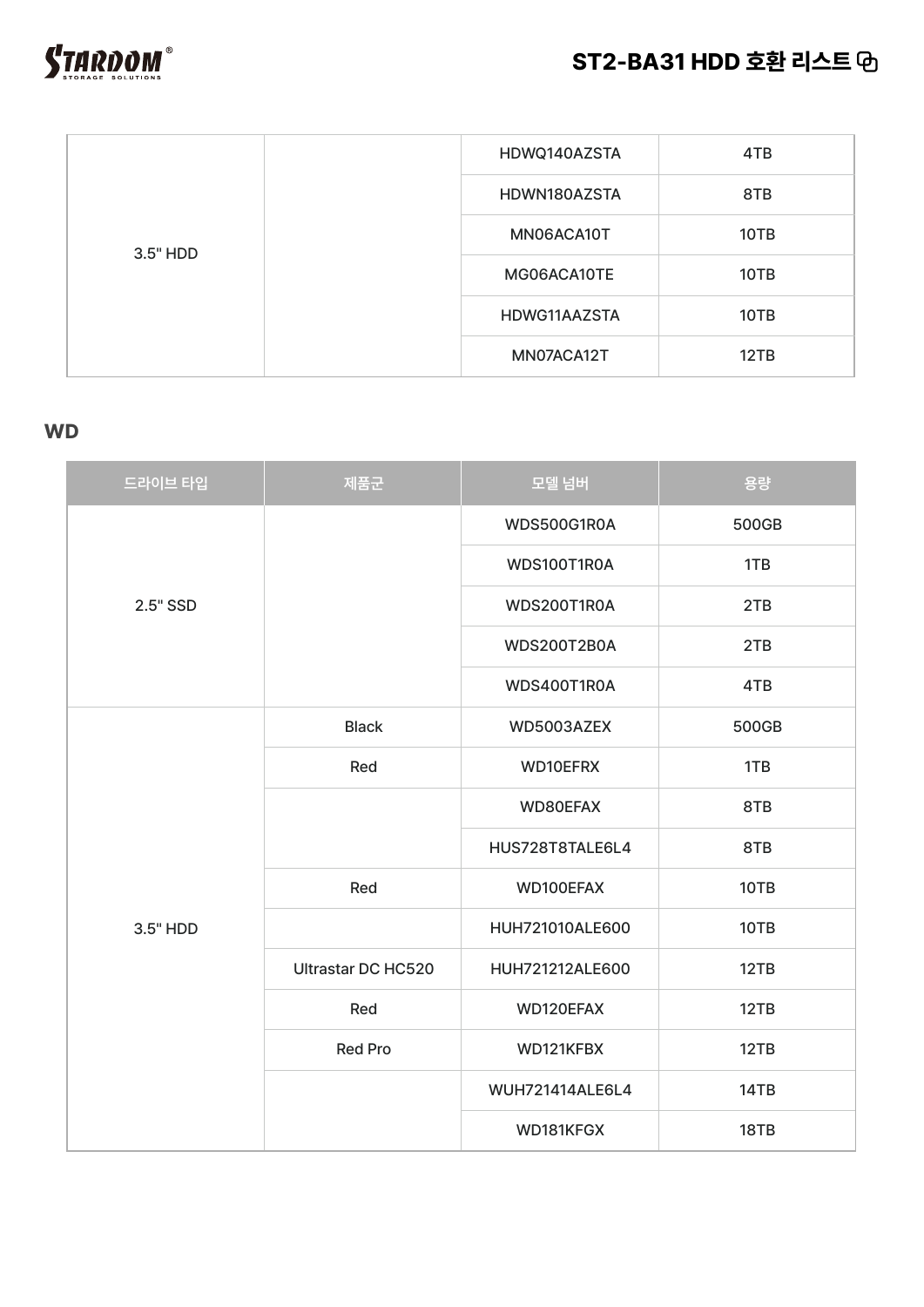| | | | |
|---|---|---|---|
| 3.5" HDD | | HDWQ140AZSTA | 4TB |
| | | HDWN180AZSTA | 8TB |
| | | MN06ACA10T | 10TB |
| | | MG06ACA10TE | 10TB |
| | | HDWG11AAZSTA | 10TB |
| | | MN07ACA12T | 12TB |

## WD

| 드라이브 타입 | 제품군 | 모델 넘버 | 용량 |
|---|---|---|---|
| 2.5" SSD | | WDS500G1R0A | 500GB |
| | | WDS100T1R0A | 1TB |
| | | WDS200T1R0A | 2TB |
| | | WDS200T2B0A | 2TB |
| | | WDS400T1R0A | 4TB |
| 3.5" HDD | Black | WD5003AZEX | 500GB |
| | Red | WD10EFRX | 1TB |
| | | WD80EFAX | 8TB |
| | | HUS728T8TALE6L4 | 8TB |
| | Red | WD100EFAX | 10TB |
| | | HUH721010ALE600 | 10TB |
| | Ultrastar DC HC520 | HUH721212ALE600 | 12TB |
| | Red | WD120EFAX | 12TB |
| | Red Pro | WD121KFBX | 12TB |
| | | WUH721414ALE6L4 | 14TB |
| | | WD181KFGX | 18TB |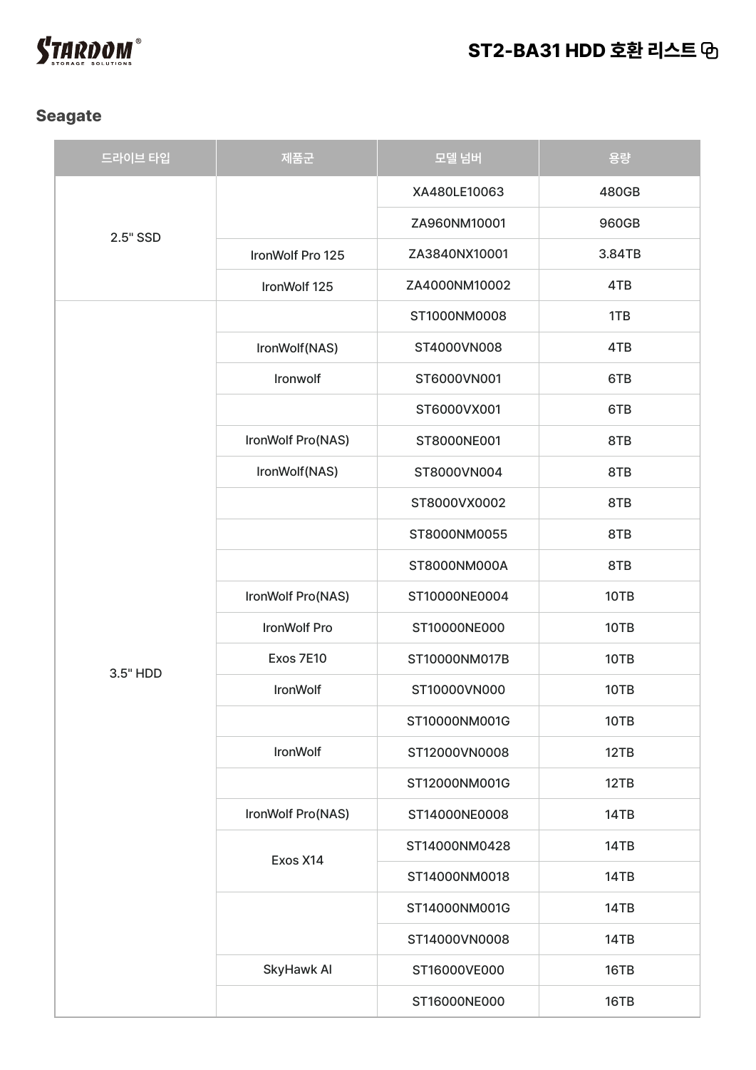## Seagate

| 드라이브 타입 | 제품군 | 모델 넘버 | 용량 |
| --- | --- | --- | --- |
| 2.5" SSD | | XA480LE10063 | 480GB |
| | | ZA960NM10001 | 960GB |
| | IronWolf Pro 125 | ZA3840NX10001 | 3.84TB |
| | IronWolf 125 | ZA4000NM10002 | 4TB |
| 3.5" HDD | | ST1000NM0008 | 1TB |
| | IronWolf(NAS) | ST4000VN008 | 4TB |
| | Ironwolf | ST6000VN001 | 6TB |
| | | ST6000VX001 | 6TB |
| | IronWolf Pro(NAS) | ST8000NE001 | 8TB |
| | IronWolf(NAS) | ST8000VN004 | 8TB |
| | | ST8000VX0002 | 8TB |
| | | ST8000NM0055 | 8TB |
| | | ST8000NM000A | 8TB |
| | IronWolf Pro(NAS) | ST10000NE0004 | 10TB |
| | IronWolf Pro | ST10000NE000 | 10TB |
| | Exos 7E10 | ST10000NM017B | 10TB |
| | IronWolf | ST10000VN000 | 10TB |
| | | ST10000NM001G | 10TB |
| | IronWolf | ST12000VN0008 | 12TB |
| | | ST12000NM001G | 12TB |
| | IronWolf Pro(NAS) | ST14000NE0008 | 14TB |
| | Exos X14 | ST14000NM0428 | 14TB |
| | | ST14000NM0018 | 14TB |
| | | ST14000NM001G | 14TB |
| | | ST14000VN0008 | 14TB |
| | SkyHawk AI | ST16000VE000 | 16TB |
| | | ST16000NE000 | 16TB |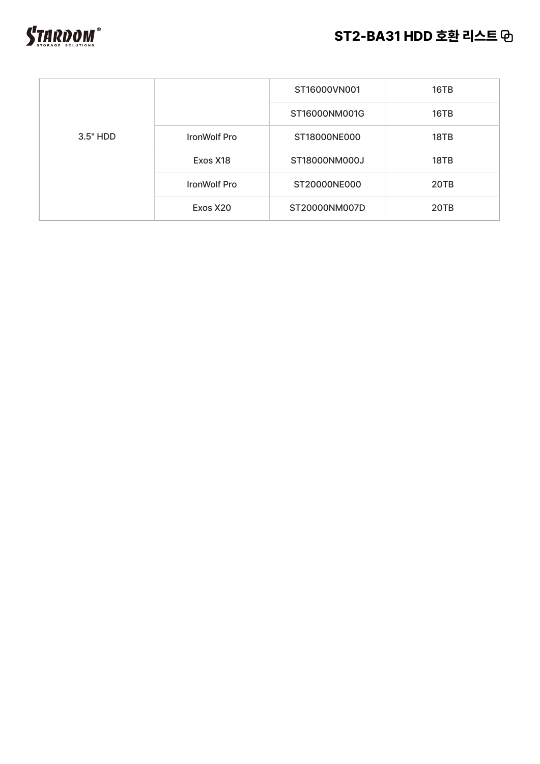| | | | |
|---|---|---|---|
| 3.5" HDD | | ST16000VN001 | 16TB |
| | | ST16000NM001G | 16TB |
| | IronWolf Pro | ST18000NE000 | 18TB |
| | Exos X18 | ST18000NM000J | 18TB |
| | IronWolf Pro | ST20000NE000 | 20TB |
| | Exos X20 | ST20000NM007D | 20TB |